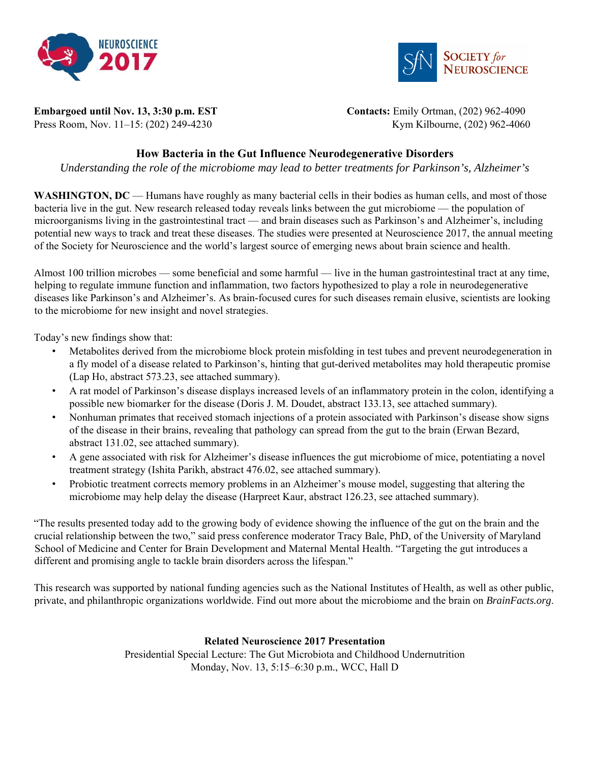**Embargoed until Nov. 13, 3:30 p.m. EST**
Press Room, Nov. 11–15: (202) 249-4230

**Contacts:** Emily Ortman, (202) 962-4090
Kym Kilbourne, (202) 962-4060

# How Bacteria in the Gut Influence Neurodegenerative Disorders

*Understanding the role of the microbiome may lead to better treatments for Parkinson's, Alzheimer's*

**WASHINGTON, DC** — Humans have roughly as many bacterial cells in their bodies as human cells, and most of those bacteria live in the gut. New research released today reveals links between the gut microbiome — the population of microorganisms living in the gastrointestinal tract — and brain diseases such as Parkinson's and Alzheimer's, including potential new ways to track and treat these diseases. The studies were presented at Neuroscience 2017, the annual meeting of the Society for Neuroscience and the world's largest source of emerging news about brain science and health.

Almost 100 trillion microbes — some beneficial and some harmful — live in the human gastrointestinal tract at any time, helping to regulate immune function and inflammation, two factors hypothesized to play a role in neurodegenerative diseases like Parkinson's and Alzheimer's. As brain-focused cures for such diseases remain elusive, scientists are looking to the microbiome for new insight and novel strategies.

Today's new findings show that:

- Metabolites derived from the microbiome block protein misfolding in test tubes and prevent neurodegeneration in a fly model of a disease related to Parkinson's, hinting that gut-derived metabolites may hold therapeutic promise (Lap Ho, abstract 573.23, see attached summary).
- A rat model of Parkinson's disease displays increased levels of an inflammatory protein in the colon, identifying a possible new biomarker for the disease (Doris J. M. Doudet, abstract 133.13, see attached summary).
- Nonhuman primates that received stomach injections of a protein associated with Parkinson's disease show signs of the disease in their brains, revealing that pathology can spread from the gut to the brain (Erwan Bezard, abstract 131.02, see attached summary).
- A gene associated with risk for Alzheimer's disease influences the gut microbiome of mice, potentiating a novel treatment strategy (Ishita Parikh, abstract 476.02, see attached summary).
- Probiotic treatment corrects memory problems in an Alzheimer's mouse model, suggesting that altering the microbiome may help delay the disease (Harpreet Kaur, abstract 126.23, see attached summary).

"The results presented today add to the growing body of evidence showing the influence of the gut on the brain and the crucial relationship between the two," said press conference moderator Tracy Bale, PhD, of the University of Maryland School of Medicine and Center for Brain Development and Maternal Mental Health. "Targeting the gut introduces a different and promising angle to tackle brain disorders across the lifespan."

This research was supported by national funding agencies such as the National Institutes of Health, as well as other public, private, and philanthropic organizations worldwide. Find out more about the microbiome and the brain on *BrainFacts.org*.

**Related Neuroscience 2017 Presentation**

Presidential Special Lecture: The Gut Microbiota and Childhood Undernutrition
Monday, Nov. 13, 5:15–6:30 p.m., WCC, Hall D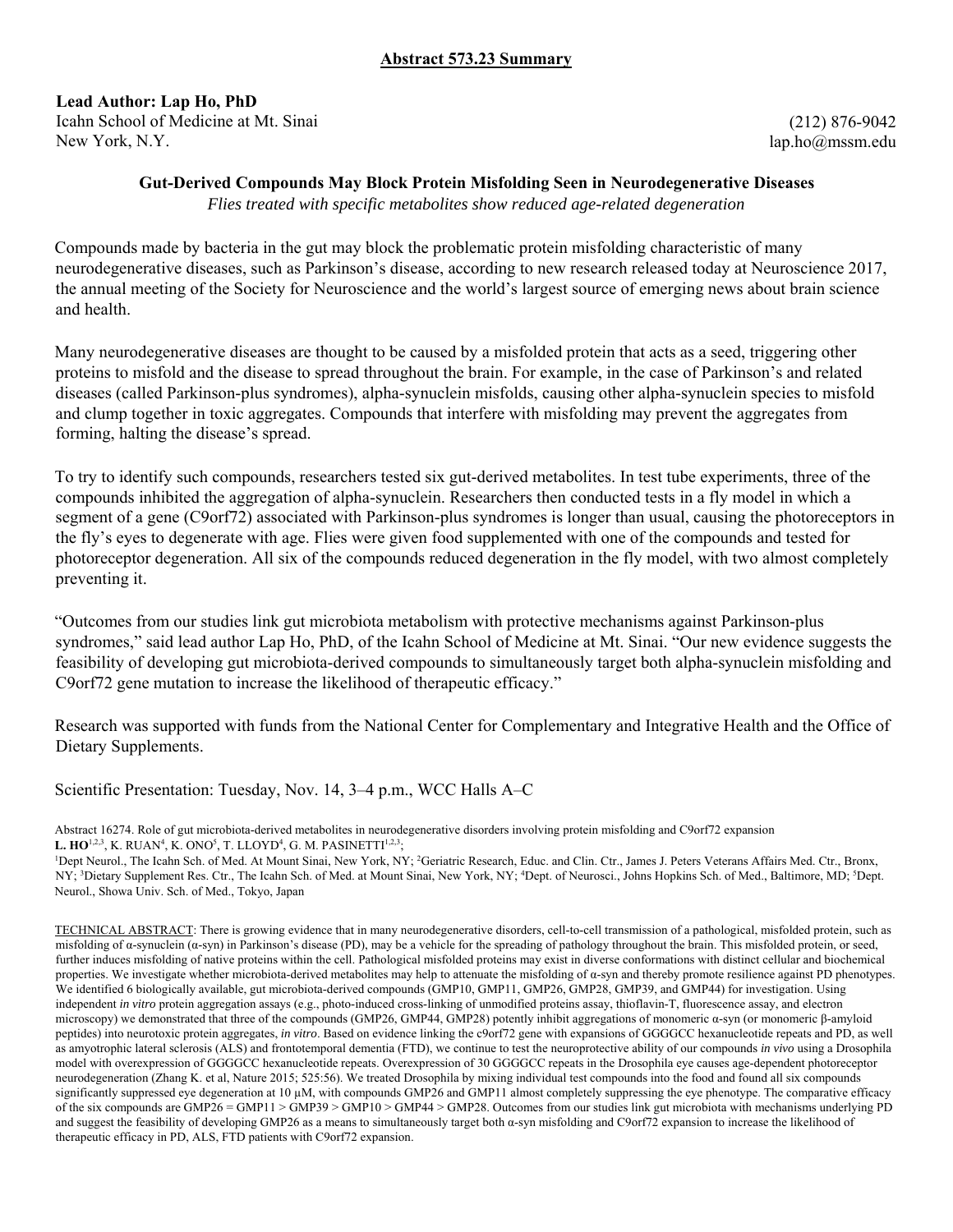## Abstract 573.23 Summary

**Lead Author: Lap Ho, PhD**
Icahn School of Medicine at Mt. Sinai
New York, N.Y.

(212) 876-9042
lap.ho@mssm.edu

### Gut-Derived Compounds May Block Protein Misfolding Seen in Neurodegenerative Diseases

*Flies treated with specific metabolites show reduced age-related degeneration*

Compounds made by bacteria in the gut may block the problematic protein misfolding characteristic of many neurodegenerative diseases, such as Parkinson's disease, according to new research released today at Neuroscience 2017, the annual meeting of the Society for Neuroscience and the world's largest source of emerging news about brain science and health.

Many neurodegenerative diseases are thought to be caused by a misfolded protein that acts as a seed, triggering other proteins to misfold and the disease to spread throughout the brain. For example, in the case of Parkinson's and related diseases (called Parkinson-plus syndromes), alpha-synuclein misfolds, causing other alpha-synuclein species to misfold and clump together in toxic aggregates. Compounds that interfere with misfolding may prevent the aggregates from forming, halting the disease's spread.

To try to identify such compounds, researchers tested six gut-derived metabolites. In test tube experiments, three of the compounds inhibited the aggregation of alpha-synuclein. Researchers then conducted tests in a fly model in which a segment of a gene (C9orf72) associated with Parkinson-plus syndromes is longer than usual, causing the photoreceptors in the fly's eyes to degenerate with age. Flies were given food supplemented with one of the compounds and tested for photoreceptor degeneration. All six of the compounds reduced degeneration in the fly model, with two almost completely preventing it.

"Outcomes from our studies link gut microbiota metabolism with protective mechanisms against Parkinson-plus syndromes," said lead author Lap Ho, PhD, of the Icahn School of Medicine at Mt. Sinai. "Our new evidence suggests the feasibility of developing gut microbiota-derived compounds to simultaneously target both alpha-synuclein misfolding and C9orf72 gene mutation to increase the likelihood of therapeutic efficacy."

Research was supported with funds from the National Center for Complementary and Integrative Health and the Office of Dietary Supplements.

Scientific Presentation: Tuesday, Nov. 14, 3–4 p.m., WCC Halls A–C

Abstract 16274. Role of gut microbiota-derived metabolites in neurodegenerative disorders involving protein misfolding and C9orf72 expansion
**L. HO**[1,2,3], K. RUAN[4], K. ONO[5], T. LLOYD[4], G. M. PASINETTI[1,2,3];
[1]Dept Neurol., The Icahn Sch. of Med. At Mount Sinai, New York, NY; [2]Geriatric Research, Educ. and Clin. Ctr., James J. Peters Veterans Affairs Med. Ctr., Bronx, NY; [3]Dietary Supplement Res. Ctr., The Icahn Sch. of Med. at Mount Sinai, New York, NY; [4]Dept. of Neurosci., Johns Hopkins Sch. of Med., Baltimore, MD; [5]Dept. Neurol., Showa Univ. Sch. of Med., Tokyo, Japan

TECHNICAL ABSTRACT: There is growing evidence that in many neurodegenerative disorders, cell-to-cell transmission of a pathological, misfolded protein, such as misfolding of α-synuclein (α-syn) in Parkinson's disease (PD), may be a vehicle for the spreading of pathology throughout the brain. This misfolded protein, or seed, further induces misfolding of native proteins within the cell. Pathological misfolded proteins may exist in diverse conformations with distinct cellular and biochemical properties. We investigate whether microbiota-derived metabolites may help to attenuate the misfolding of α-syn and thereby promote resilience against PD phenotypes. We identified 6 biologically available, gut microbiota-derived compounds (GMP10, GMP11, GMP26, GMP28, GMP39, and GMP44) for investigation. Using independent *in vitro* protein aggregation assays (e.g., photo-induced cross-linking of unmodified proteins assay, thioflavin-T, fluorescence assay, and electron microscopy) we demonstrated that three of the compounds (GMP26, GMP44, GMP28) potently inhibit aggregations of monomeric α-syn (or monomeric β-amyloid peptides) into neurotoxic protein aggregates, *in vitro*. Based on evidence linking the c9orf72 gene with expansions of GGGGCC hexanucleotide repeats and PD, as well as amyotrophic lateral sclerosis (ALS) and frontotemporal dementia (FTD), we continue to test the neuroprotective ability of our compounds *in vivo* using a Drosophila model with overexpression of GGGGCC hexanucleotide repeats. Overexpression of 30 GGGGCC repeats in the Drosophila eye causes age-dependent photoreceptor neurodegeneration (Zhang K. et al, Nature 2015; 525:56). We treated Drosophila by mixing individual test compounds into the food and found all six compounds significantly suppressed eye degeneration at 10 μM, with compounds GMP26 and GMP11 almost completely suppressing the eye phenotype. The comparative efficacy of the six compounds are GMP26 = GMP11 > GMP39 > GMP10 > GMP44 > GMP28. Outcomes from our studies link gut microbiota with mechanisms underlying PD and suggest the feasibility of developing GMP26 as a means to simultaneously target both α-syn misfolding and C9orf72 expansion to increase the likelihood of therapeutic efficacy in PD, ALS, FTD patients with C9orf72 expansion.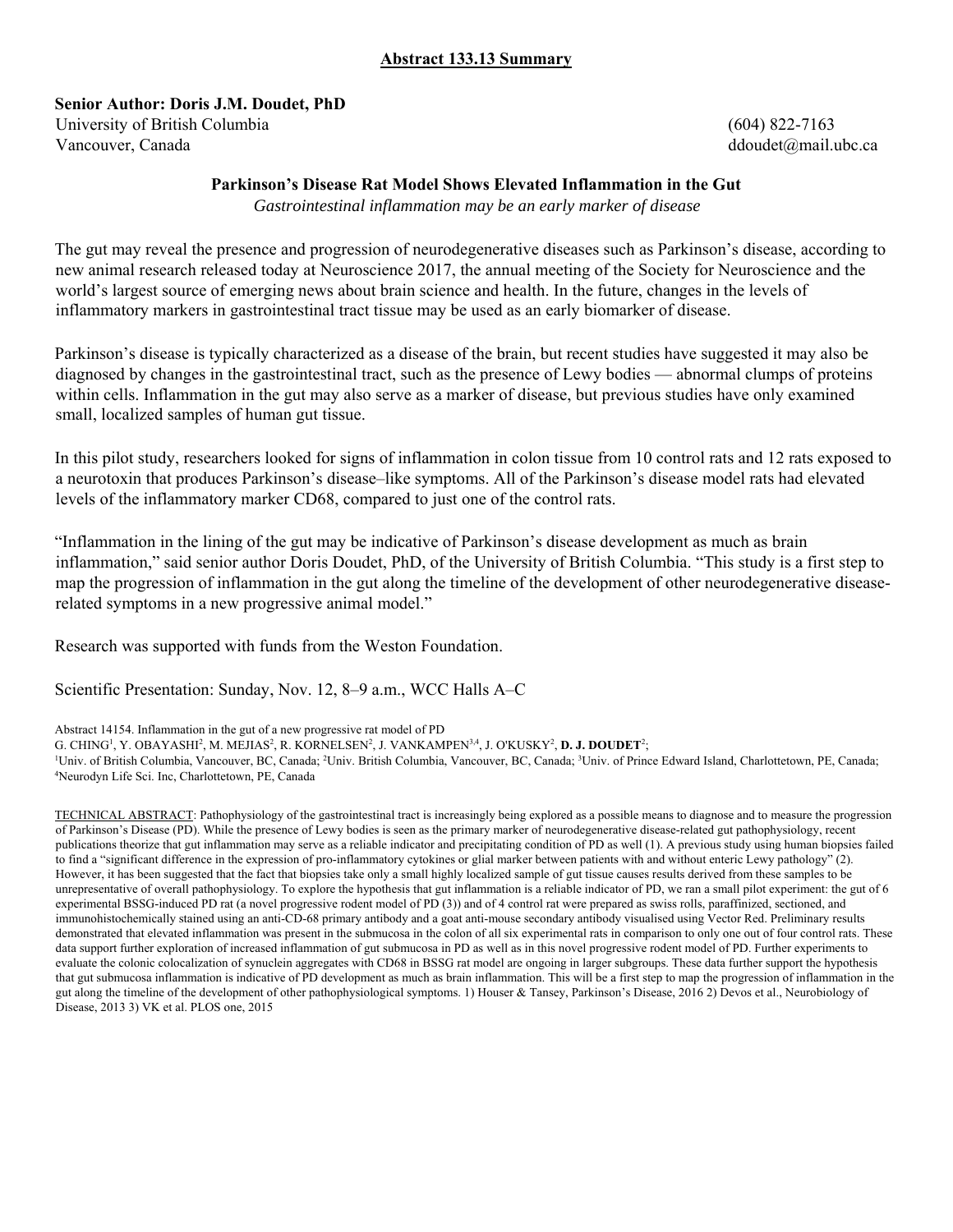**Abstract 133.13 Summary**

**Senior Author: Doris J.M. Doudet, PhD**

University of British Columbia
Vancouver, Canada

(604) 822-7163
ddoudet@mail.ubc.ca

**Parkinson's Disease Rat Model Shows Elevated Inflammation in the Gut**

*Gastrointestinal inflammation may be an early marker of disease*

The gut may reveal the presence and progression of neurodegenerative diseases such as Parkinson's disease, according to new animal research released today at Neuroscience 2017, the annual meeting of the Society for Neuroscience and the world's largest source of emerging news about brain science and health. In the future, changes in the levels of inflammatory markers in gastrointestinal tract tissue may be used as an early biomarker of disease.

Parkinson's disease is typically characterized as a disease of the brain, but recent studies have suggested it may also be diagnosed by changes in the gastrointestinal tract, such as the presence of Lewy bodies — abnormal clumps of proteins within cells. Inflammation in the gut may also serve as a marker of disease, but previous studies have only examined small, localized samples of human gut tissue.

In this pilot study, researchers looked for signs of inflammation in colon tissue from 10 control rats and 12 rats exposed to a neurotoxin that produces Parkinson's disease–like symptoms. All of the Parkinson's disease model rats had elevated levels of the inflammatory marker CD68, compared to just one of the control rats.

"Inflammation in the lining of the gut may be indicative of Parkinson's disease development as much as brain inflammation," said senior author Doris Doudet, PhD, of the University of British Columbia. "This study is a first step to map the progression of inflammation in the gut along the timeline of the development of other neurodegenerative disease-related symptoms in a new progressive animal model."

Research was supported with funds from the Weston Foundation.

Scientific Presentation: Sunday, Nov. 12, 8–9 a.m., WCC Halls A–C

Abstract 14154. Inflammation in the gut of a new progressive rat model of PD
G. CHING[1], Y. OBAYASHI[2], M. MEJIAS[2], R. KORNELSEN[2], J. VANKAMPEN[3,4], J. O'KUSKY[2], **D. J. DOUDET**[2];
[1]Univ. of British Columbia, Vancouver, BC, Canada; [2]Univ. British Columbia, Vancouver, BC, Canada; [3]Univ. of Prince Edward Island, Charlottetown, PE, Canada; [4]Neurodyn Life Sci. Inc, Charlottetown, PE, Canada

TECHNICAL ABSTRACT: Pathophysiology of the gastrointestinal tract is increasingly being explored as a possible means to diagnose and to measure the progression of Parkinson's Disease (PD). While the presence of Lewy bodies is seen as the primary marker of neurodegenerative disease-related gut pathophysiology, recent publications theorize that gut inflammation may serve as a reliable indicator and precipitating condition of PD as well (1). A previous study using human biopsies failed to find a "significant difference in the expression of pro-inflammatory cytokines or glial marker between patients with and without enteric Lewy pathology" (2). However, it has been suggested that the fact that biopsies take only a small highly localized sample of gut tissue causes results derived from these samples to be unrepresentative of overall pathophysiology. To explore the hypothesis that gut inflammation is a reliable indicator of PD, we ran a small pilot experiment: the gut of 6 experimental BSSG-induced PD rat (a novel progressive rodent model of PD (3)) and of 4 control rat were prepared as swiss rolls, paraffinized, sectioned, and immunohistochemically stained using an anti-CD-68 primary antibody and a goat anti-mouse secondary antibody visualised using Vector Red. Preliminary results demonstrated that elevated inflammation was present in the submucosa in the colon of all six experimental rats in comparison to only one out of four control rats. These data support further exploration of increased inflammation of gut submucosa in PD as well as in this novel progressive rodent model of PD. Further experiments to evaluate the colonic colocalization of synuclein aggregates with CD68 in BSSG rat model are ongoing in larger subgroups. These data further support the hypothesis that gut submucosa inflammation is indicative of PD development as much as brain inflammation. This will be a first step to map the progression of inflammation in the gut along the timeline of the development of other pathophysiological symptoms. 1) Houser & Tansey, Parkinson's Disease, 2016 2) Devos et al., Neurobiology of Disease, 2013 3) VK et al. PLOS one, 2015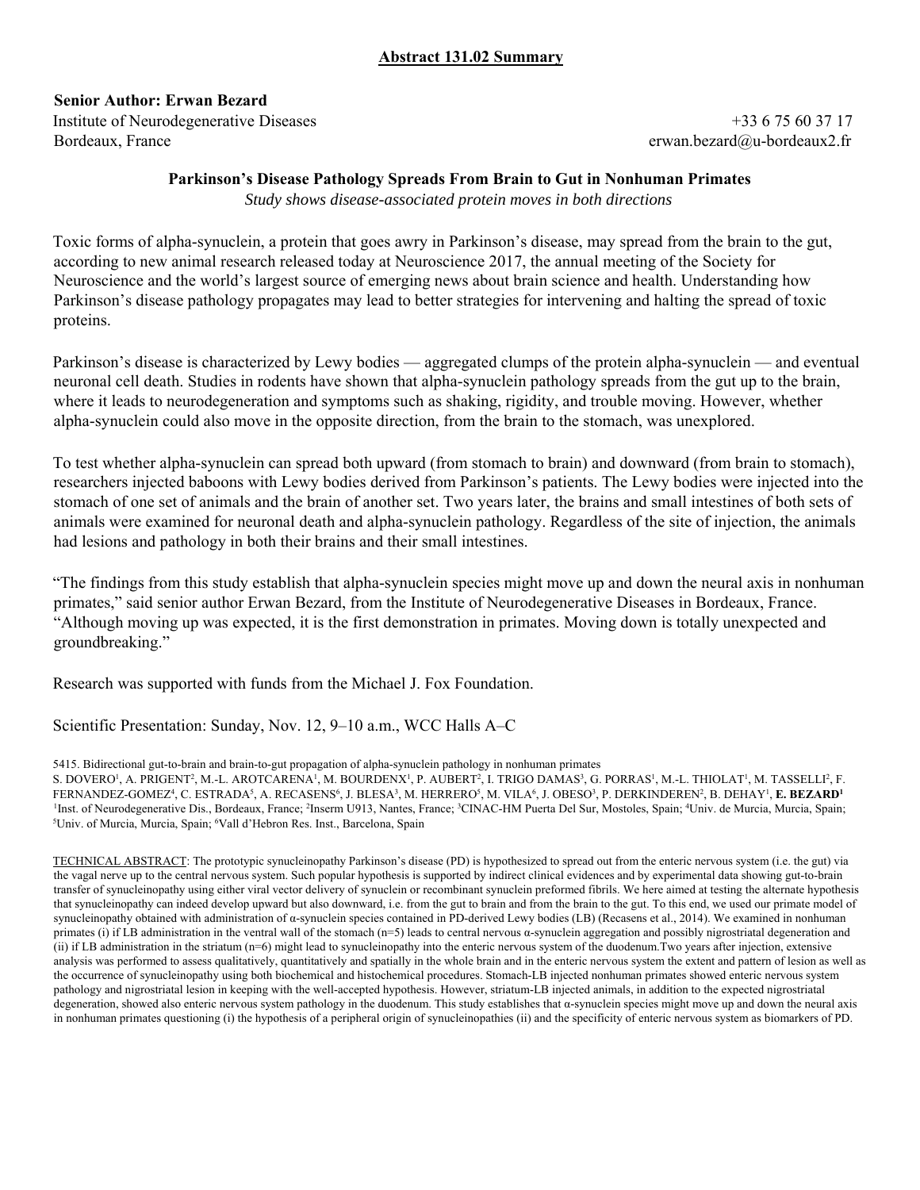## Abstract 131.02 Summary

**Senior Author: Erwan Bezard**

Institute of Neurodegenerative Diseases
Bordeaux, France

+33 6 75 60 37 17
erwan.bezard@u-bordeaux2.fr

### Parkinson's Disease Pathology Spreads From Brain to Gut in Nonhuman Primates

*Study shows disease-associated protein moves in both directions*

Toxic forms of alpha-synuclein, a protein that goes awry in Parkinson's disease, may spread from the brain to the gut, according to new animal research released today at Neuroscience 2017, the annual meeting of the Society for Neuroscience and the world's largest source of emerging news about brain science and health. Understanding how Parkinson's disease pathology propagates may lead to better strategies for intervening and halting the spread of toxic proteins.

Parkinson's disease is characterized by Lewy bodies — aggregated clumps of the protein alpha-synuclein — and eventual neuronal cell death. Studies in rodents have shown that alpha-synuclein pathology spreads from the gut up to the brain, where it leads to neurodegeneration and symptoms such as shaking, rigidity, and trouble moving. However, whether alpha-synuclein could also move in the opposite direction, from the brain to the stomach, was unexplored.

To test whether alpha-synuclein can spread both upward (from stomach to brain) and downward (from brain to stomach), researchers injected baboons with Lewy bodies derived from Parkinson's patients. The Lewy bodies were injected into the stomach of one set of animals and the brain of another set. Two years later, the brains and small intestines of both sets of animals were examined for neuronal death and alpha-synuclein pathology. Regardless of the site of injection, the animals had lesions and pathology in both their brains and their small intestines.

"The findings from this study establish that alpha-synuclein species might move up and down the neural axis in nonhuman primates," said senior author Erwan Bezard, from the Institute of Neurodegenerative Diseases in Bordeaux, France. "Although moving up was expected, it is the first demonstration in primates. Moving down is totally unexpected and groundbreaking."

Research was supported with funds from the Michael J. Fox Foundation.

Scientific Presentation: Sunday, Nov. 12, 9–10 a.m., WCC Halls A–C

5415. Bidirectional gut-to-brain and brain-to-gut propagation of alpha-synuclein pathology in nonhuman primates
S. DOVERO[1], A. PRIGENT[2], M.-L. AROTCARENA[1], M. BOURDENX[1], P. AUBERT[2], I. TRIGO DAMAS[3], G. PORRAS[1], M.-L. THIOLAT[1], M. TASSELLI[2], F. FERNANDEZ-GOMEZ[4], C. ESTRADA[5], A. RECASENS[6], J. BLESA[3], M. HERRERO[5], M. VILA[6], J. OBESO[3], P. DERKINDEREN[2], B. DEHAY[1], **E. BEZARD[1]**
[1]Inst. of Neurodegenerative Dis., Bordeaux, France; [2]Inserm U913, Nantes, France; [3]CINAC-HM Puerta Del Sur, Mostoles, Spain; [4]Univ. de Murcia, Murcia, Spain; [5]Univ. of Murcia, Murcia, Spain; [6]Vall d'Hebron Res. Inst., Barcelona, Spain

TECHNICAL ABSTRACT: The prototypic synucleinopathy Parkinson's disease (PD) is hypothesized to spread out from the enteric nervous system (i.e. the gut) via the vagal nerve up to the central nervous system. Such popular hypothesis is supported by indirect clinical evidences and by experimental data showing gut-to-brain transfer of synucleinopathy using either viral vector delivery of synuclein or recombinant synuclein preformed fibrils. We here aimed at testing the alternate hypothesis that synucleinopathy can indeed develop upward but also downward, i.e. from the gut to brain and from the brain to the gut. To this end, we used our primate model of synucleinopathy obtained with administration of α-synuclein species contained in PD-derived Lewy bodies (LB) (Recasens et al., 2014). We examined in nonhuman primates (i) if LB administration in the ventral wall of the stomach (n=5) leads to central nervous α-synuclein aggregation and possibly nigrostriatal degeneration and (ii) if LB administration in the striatum (n=6) might lead to synucleinopathy into the enteric nervous system of the duodenum.Two years after injection, extensive analysis was performed to assess qualitatively, quantitatively and spatially in the whole brain and in the enteric nervous system the extent and pattern of lesion as well as the occurrence of synucleinopathy using both biochemical and histochemical procedures. Stomach-LB injected nonhuman primates showed enteric nervous system pathology and nigrostriatal lesion in keeping with the well-accepted hypothesis. However, striatum-LB injected animals, in addition to the expected nigrostriatal degeneration, showed also enteric nervous system pathology in the duodenum. This study establishes that α-synuclein species might move up and down the neural axis in nonhuman primates questioning (i) the hypothesis of a peripheral origin of synucleinopathies (ii) and the specificity of enteric nervous system as biomarkers of PD.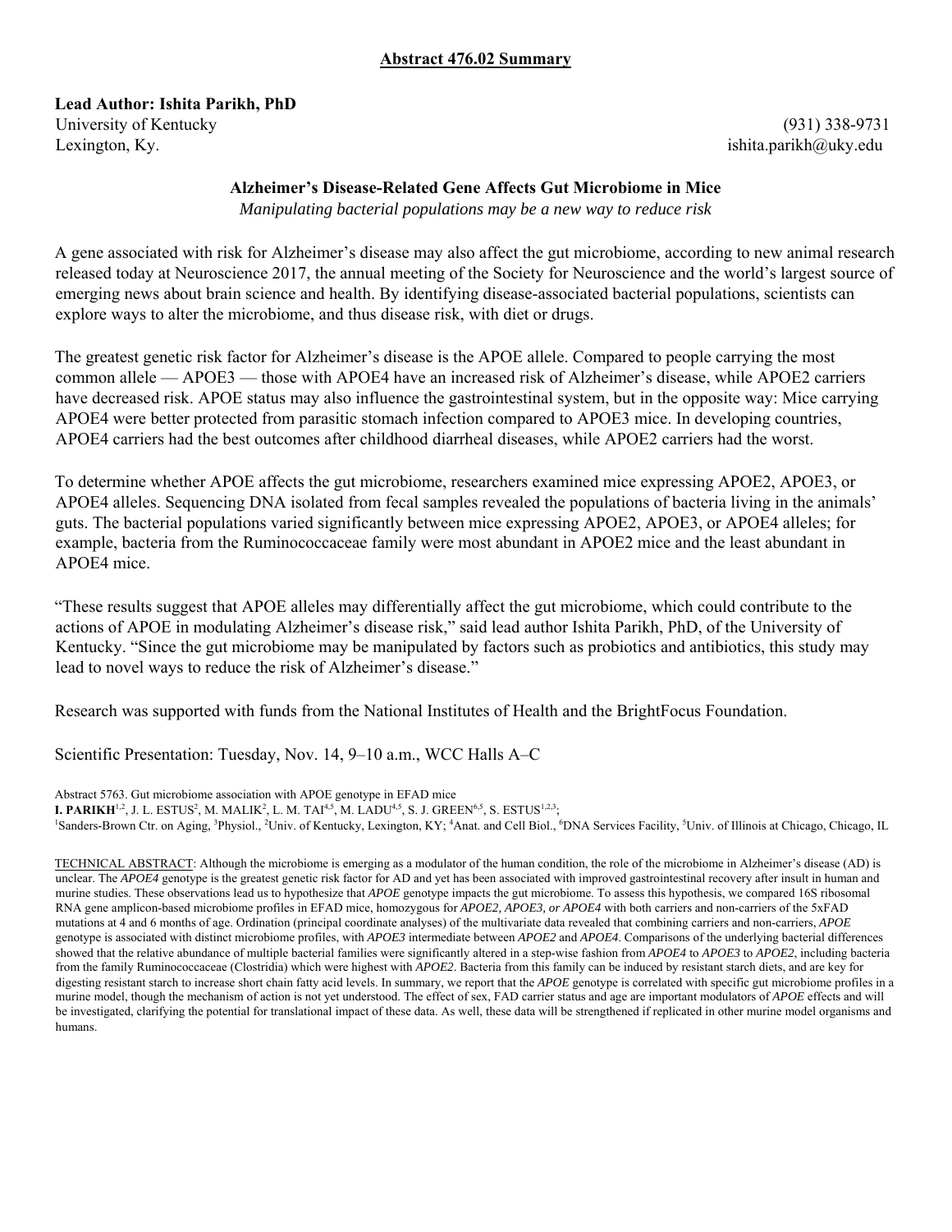## Abstract 476.02 Summary

**Lead Author: Ishita Parikh, PhD**
University of Kentucky
Lexington, Ky.

(931) 338-9731
ishita.parikh@uky.edu

### Alzheimer's Disease-Related Gene Affects Gut Microbiome in Mice

*Manipulating bacterial populations may be a new way to reduce risk*

A gene associated with risk for Alzheimer's disease may also affect the gut microbiome, according to new animal research released today at Neuroscience 2017, the annual meeting of the Society for Neuroscience and the world's largest source of emerging news about brain science and health. By identifying disease-associated bacterial populations, scientists can explore ways to alter the microbiome, and thus disease risk, with diet or drugs.

The greatest genetic risk factor for Alzheimer's disease is the APOE allele. Compared to people carrying the most common allele — APOE3 — those with APOE4 have an increased risk of Alzheimer's disease, while APOE2 carriers have decreased risk. APOE status may also influence the gastrointestinal system, but in the opposite way: Mice carrying APOE4 were better protected from parasitic stomach infection compared to APOE3 mice. In developing countries, APOE4 carriers had the best outcomes after childhood diarrheal diseases, while APOE2 carriers had the worst.

To determine whether APOE affects the gut microbiome, researchers examined mice expressing APOE2, APOE3, or APOE4 alleles. Sequencing DNA isolated from fecal samples revealed the populations of bacteria living in the animals' guts. The bacterial populations varied significantly between mice expressing APOE2, APOE3, or APOE4 alleles; for example, bacteria from the Ruminococcaceae family were most abundant in APOE2 mice and the least abundant in APOE4 mice.

"These results suggest that APOE alleles may differentially affect the gut microbiome, which could contribute to the actions of APOE in modulating Alzheimer's disease risk," said lead author Ishita Parikh, PhD, of the University of Kentucky. "Since the gut microbiome may be manipulated by factors such as probiotics and antibiotics, this study may lead to novel ways to reduce the risk of Alzheimer's disease."

Research was supported with funds from the National Institutes of Health and the BrightFocus Foundation.

Scientific Presentation: Tuesday, Nov. 14, 9–10 a.m., WCC Halls A–C

Abstract 5763. Gut microbiome association with APOE genotype in EFAD mice
**I. PARIKH**[1,2], J. L. ESTUS[2], M. MALIK[2], L. M. TAI[4,5], M. LADU[4,5], S. J. GREEN[6,5], S. ESTUS[1,2,3];
[1]Sanders-Brown Ctr. on Aging, [3]Physiol., [2]Univ. of Kentucky, Lexington, KY; [4]Anat. and Cell Biol., [6]DNA Services Facility, [5]Univ. of Illinois at Chicago, Chicago, IL

TECHNICAL ABSTRACT: Although the microbiome is emerging as a modulator of the human condition, the role of the microbiome in Alzheimer's disease (AD) is unclear. The *APOE4* genotype is the greatest genetic risk factor for AD and yet has been associated with improved gastrointestinal recovery after insult in human and murine studies. These observations lead us to hypothesize that *APOE* genotype impacts the gut microbiome. To assess this hypothesis, we compared 16S ribosomal RNA gene amplicon-based microbiome profiles in EFAD mice, homozygous for *APOE2, APOE3, or APOE4* with both carriers and non-carriers of the 5xFAD mutations at 4 and 6 months of age. Ordination (principal coordinate analyses) of the multivariate data revealed that combining carriers and non-carriers, *APOE* genotype is associated with distinct microbiome profiles, with *APOE3* intermediate between *APOE2* and *APOE4*. Comparisons of the underlying bacterial differences showed that the relative abundance of multiple bacterial families were significantly altered in a step-wise fashion from *APOE4* to *APOE3* to *APOE2*, including bacteria from the family Ruminococcaceae (Clostridia) which were highest with *APOE2*. Bacteria from this family can be induced by resistant starch diets, and are key for digesting resistant starch to increase short chain fatty acid levels. In summary, we report that the *APOE* genotype is correlated with specific gut microbiome profiles in a murine model, though the mechanism of action is not yet understood. The effect of sex, FAD carrier status and age are important modulators of *APOE* effects and will be investigated, clarifying the potential for translational impact of these data. As well, these data will be strengthened if replicated in other murine model organisms and humans.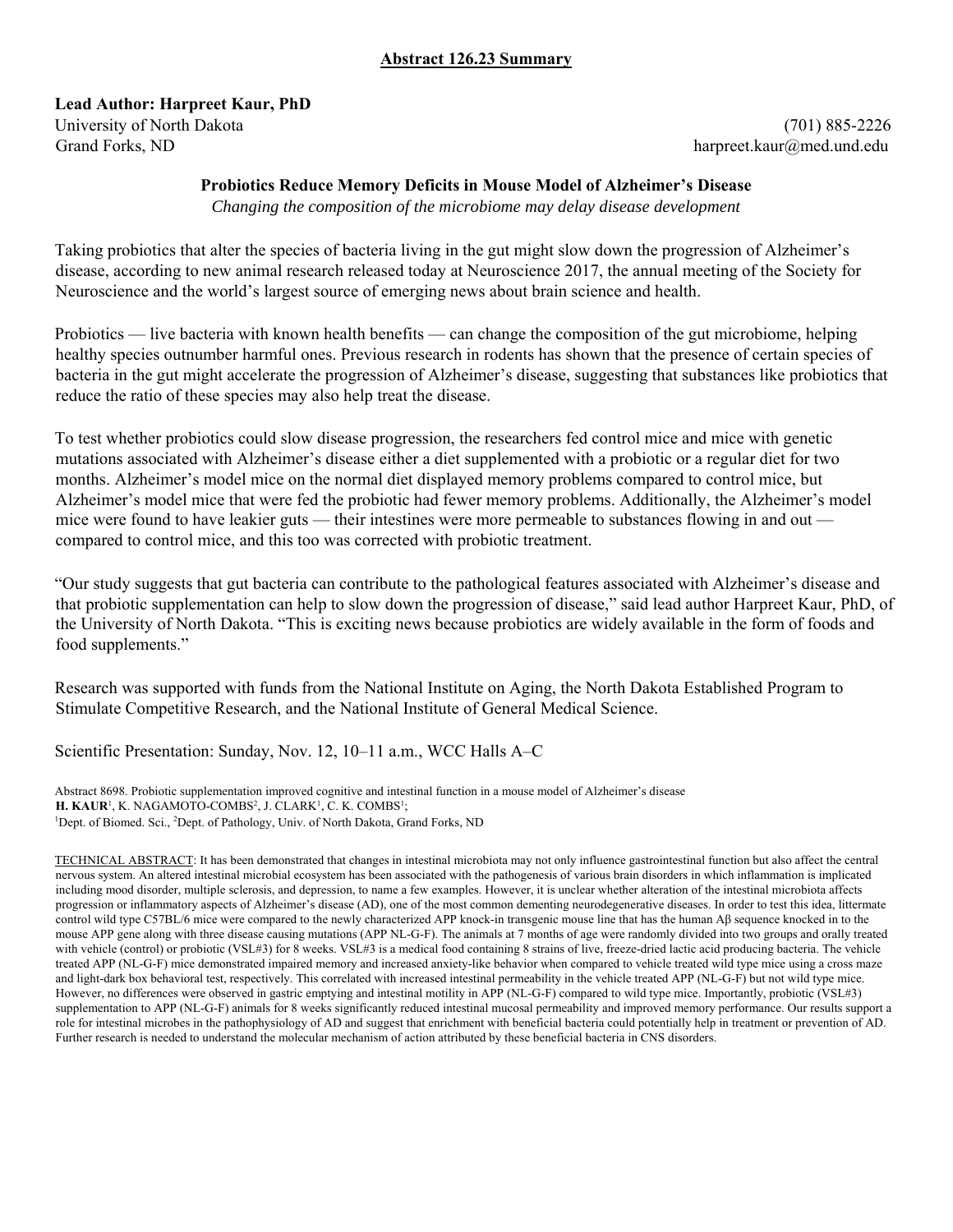**Abstract 126.23 Summary**

**Lead Author: Harpreet Kaur, PhD**

University of North Dakota
Grand Forks, ND

(701) 885-2226
harpreet.kaur@med.und.edu

**Probiotics Reduce Memory Deficits in Mouse Model of Alzheimer's Disease**

*Changing the composition of the microbiome may delay disease development*

Taking probiotics that alter the species of bacteria living in the gut might slow down the progression of Alzheimer's disease, according to new animal research released today at Neuroscience 2017, the annual meeting of the Society for Neuroscience and the world's largest source of emerging news about brain science and health.

Probiotics — live bacteria with known health benefits — can change the composition of the gut microbiome, helping healthy species outnumber harmful ones. Previous research in rodents has shown that the presence of certain species of bacteria in the gut might accelerate the progression of Alzheimer's disease, suggesting that substances like probiotics that reduce the ratio of these species may also help treat the disease.

To test whether probiotics could slow disease progression, the researchers fed control mice and mice with genetic mutations associated with Alzheimer's disease either a diet supplemented with a probiotic or a regular diet for two months. Alzheimer's model mice on the normal diet displayed memory problems compared to control mice, but Alzheimer's model mice that were fed the probiotic had fewer memory problems. Additionally, the Alzheimer's model mice were found to have leakier guts — their intestines were more permeable to substances flowing in and out — compared to control mice, and this too was corrected with probiotic treatment.

"Our study suggests that gut bacteria can contribute to the pathological features associated with Alzheimer's disease and that probiotic supplementation can help to slow down the progression of disease," said lead author Harpreet Kaur, PhD, of the University of North Dakota. "This is exciting news because probiotics are widely available in the form of foods and food supplements."

Research was supported with funds from the National Institute on Aging, the North Dakota Established Program to Stimulate Competitive Research, and the National Institute of General Medical Science.

Scientific Presentation: Sunday, Nov. 12, 10–11 a.m., WCC Halls A–C

Abstract 8698. Probiotic supplementation improved cognitive and intestinal function in a mouse model of Alzheimer's disease
**H. KAUR**[1], K. NAGAMOTO-COMBS[2], J. CLARK[1], C. K. COMBS[1];
[1]Dept. of Biomed. Sci., [2]Dept. of Pathology, Univ. of North Dakota, Grand Forks, ND

TECHNICAL ABSTRACT: It has been demonstrated that changes in intestinal microbiota may not only influence gastrointestinal function but also affect the central nervous system. An altered intestinal microbial ecosystem has been associated with the pathogenesis of various brain disorders in which inflammation is implicated including mood disorder, multiple sclerosis, and depression, to name a few examples. However, it is unclear whether alteration of the intestinal microbiota affects progression or inflammatory aspects of Alzheimer's disease (AD), one of the most common dementing neurodegenerative diseases. In order to test this idea, littermate control wild type C57BL/6 mice were compared to the newly characterized APP knock-in transgenic mouse line that has the human Aβ sequence knocked in to the mouse APP gene along with three disease causing mutations (APP NL-G-F). The animals at 7 months of age were randomly divided into two groups and orally treated with vehicle (control) or probiotic (VSL#3) for 8 weeks. VSL#3 is a medical food containing 8 strains of live, freeze-dried lactic acid producing bacteria. The vehicle treated APP (NL-G-F) mice demonstrated impaired memory and increased anxiety-like behavior when compared to vehicle treated wild type mice using a cross maze and light-dark box behavioral test, respectively. This correlated with increased intestinal permeability in the vehicle treated APP (NL-G-F) but not wild type mice. However, no differences were observed in gastric emptying and intestinal motility in APP (NL-G-F) compared to wild type mice. Importantly, probiotic (VSL#3) supplementation to APP (NL-G-F) animals for 8 weeks significantly reduced intestinal mucosal permeability and improved memory performance. Our results support a role for intestinal microbes in the pathophysiology of AD and suggest that enrichment with beneficial bacteria could potentially help in treatment or prevention of AD. Further research is needed to understand the molecular mechanism of action attributed by these beneficial bacteria in CNS disorders.